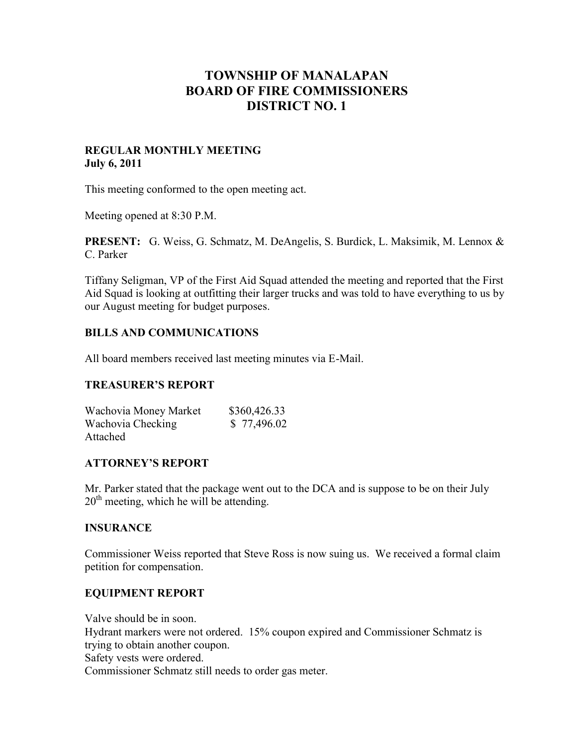# TOWNSHIP OF MANALAPAN
# BOARD OF FIRE COMMISSIONERS
# DISTRICT NO. 1

**REGULAR MONTHLY MEETING**
**July 6, 2011**

This meeting conformed to the open meeting act.

Meeting opened at 8:30 P.M.

**PRESENT:** G. Weiss, G. Schmatz, M. DeAngelis, S. Burdick, L. Maksimik, M. Lennox & C. Parker

Tiffany Seligman, VP of the First Aid Squad attended the meeting and reported that the First Aid Squad is looking at outfitting their larger trucks and was told to have everything to us by our August meeting for budget purposes.

## BILLS AND COMMUNICATIONS

All board members received last meeting minutes via E-Mail.

## TREASURER'S REPORT

| | |
|---|---|
| Wachovia Money Market | $360,426.33 |
| Wachovia Checking | $ 77,496.02 |
| Attached | |

## ATTORNEY'S REPORT

Mr. Parker stated that the package went out to the DCA and is suppose to be on their July 20th meeting, which he will be attending.

## INSURANCE

Commissioner Weiss reported that Steve Ross is now suing us. We received a formal claim petition for compensation.

## EQUIPMENT REPORT

Valve should be in soon.
Hydrant markers were not ordered. 15% coupon expired and Commissioner Schmatz is trying to obtain another coupon.
Safety vests were ordered.
Commissioner Schmatz still needs to order gas meter.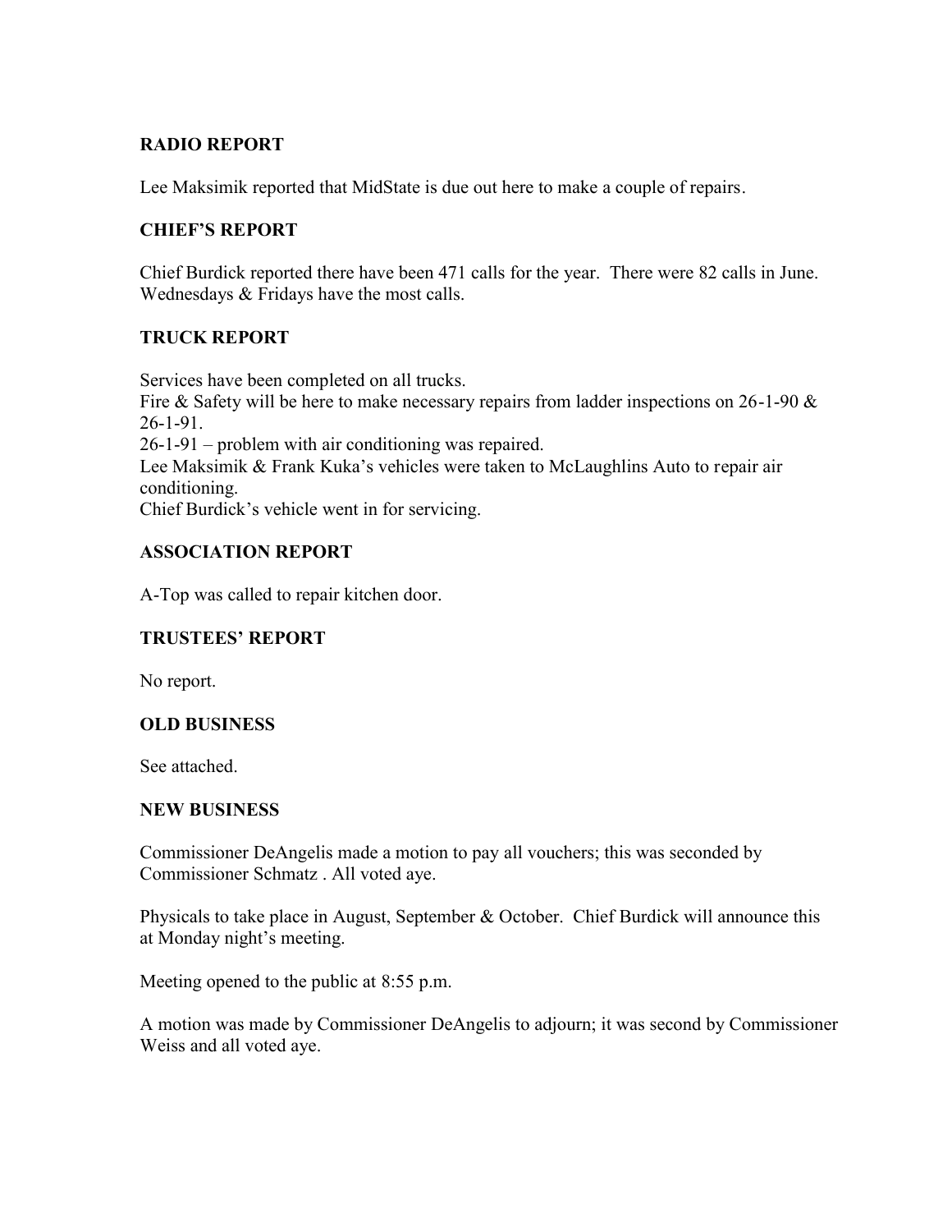**RADIO REPORT**

Lee Maksimik reported that MidState is due out here to make a couple of repairs.

**CHIEF'S REPORT**

Chief Burdick reported there have been 471 calls for the year. There were 82 calls in June. Wednesdays & Fridays have the most calls.

**TRUCK REPORT**

Services have been completed on all trucks.
Fire & Safety will be here to make necessary repairs from ladder inspections on 26-1-90 & 26-1-91.
26-1-91 – problem with air conditioning was repaired.
Lee Maksimik & Frank Kuka's vehicles were taken to McLaughlins Auto to repair air conditioning.
Chief Burdick's vehicle went in for servicing.

**ASSOCIATION REPORT**

A-Top was called to repair kitchen door.

**TRUSTEES' REPORT**

No report.

**OLD BUSINESS**

See attached.

**NEW BUSINESS**

Commissioner DeAngelis made a motion to pay all vouchers; this was seconded by Commissioner Schmatz . All voted aye.

Physicals to take place in August, September & October. Chief Burdick will announce this at Monday night's meeting.

Meeting opened to the public at 8:55 p.m.

A motion was made by Commissioner DeAngelis to adjourn; it was second by Commissioner Weiss and all voted aye.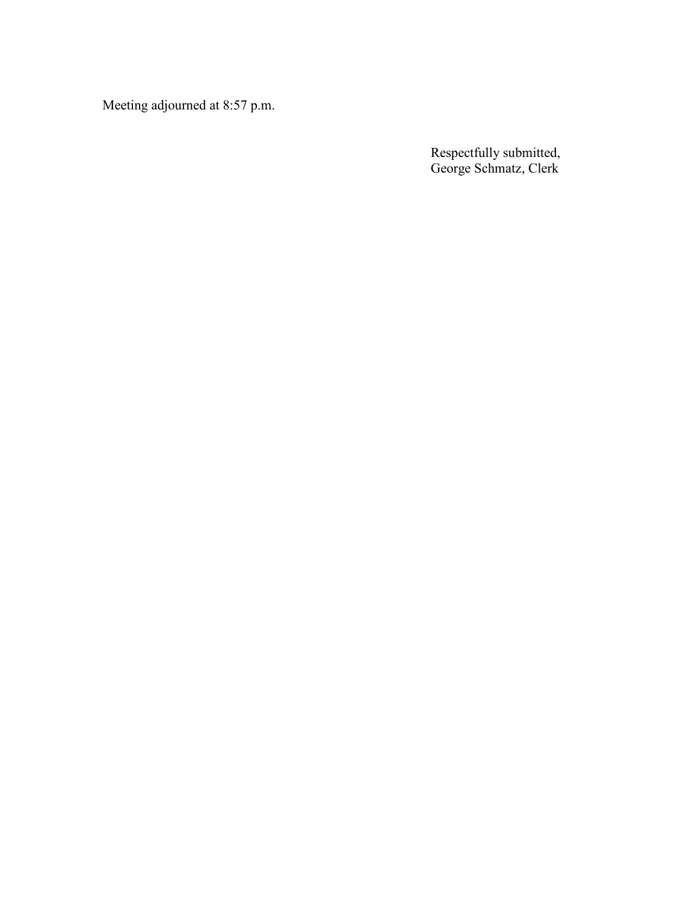Meeting adjourned at 8:57 p.m.

Respectfully submitted,
George Schmatz, Clerk